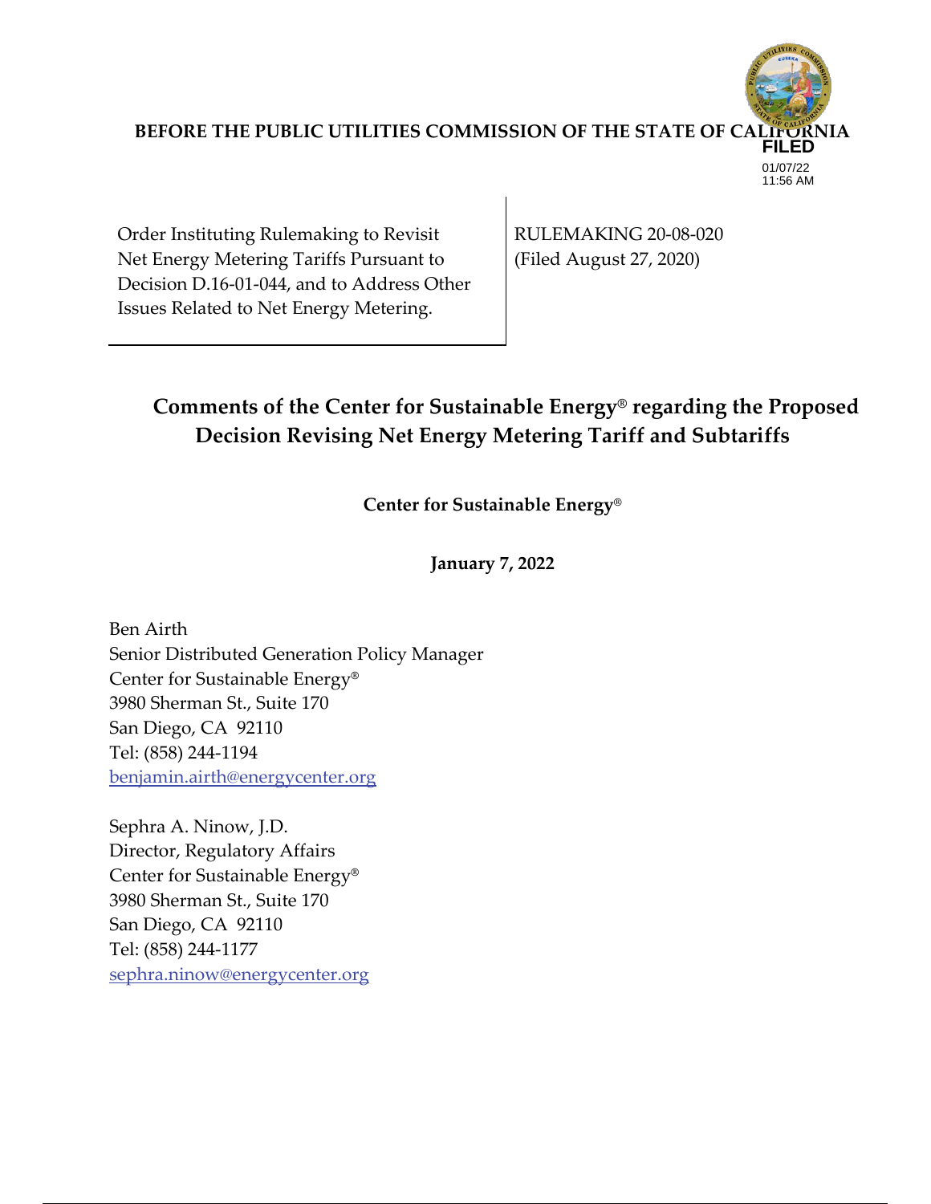**BEFORE THE PUBLIC UTILITIES COMMISSION OF THE STATE OF CALIFORNIA**

FILED
01/07/22
11:56 AM

| | |
|---|---|
| Order Instituting Rulemaking to Revisit Net Energy Metering Tariffs Pursuant to Decision D.16-01-044, and to Address Other Issues Related to Net Energy Metering. | RULEMAKING 20-08-020 (Filed August 27, 2020) |

# Comments of the Center for Sustainable Energy® regarding the Proposed Decision Revising Net Energy Metering Tariff and Subtariffs

**Center for Sustainable Energy®**

**January 7, 2022**

Ben Airth
Senior Distributed Generation Policy Manager
Center for Sustainable Energy®
3980 Sherman St., Suite 170
San Diego, CA 92110
Tel: (858) 244-1194
benjamin.airth@energycenter.org

Sephra A. Ninow, J.D.
Director, Regulatory Affairs
Center for Sustainable Energy®
3980 Sherman St., Suite 170
San Diego, CA 92110
Tel: (858) 244-1177
sephra.ninow@energycenter.org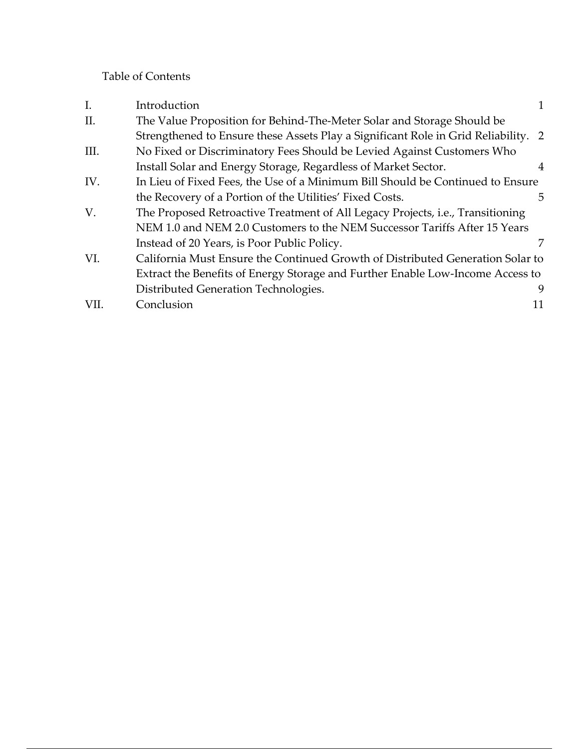Table of Contents

| | | |
|---|---|---|
| I. | Introduction | 1 |
| II. | The Value Proposition for Behind-The-Meter Solar and Storage Should be Strengthened to Ensure these Assets Play a Significant Role in Grid Reliability. | 2 |
| III. | No Fixed or Discriminatory Fees Should be Levied Against Customers Who Install Solar and Energy Storage, Regardless of Market Sector. | 4 |
| IV. | In Lieu of Fixed Fees, the Use of a Minimum Bill Should be Continued to Ensure the Recovery of a Portion of the Utilities' Fixed Costs. | 5 |
| V. | The Proposed Retroactive Treatment of All Legacy Projects, i.e., Transitioning NEM 1.0 and NEM 2.0 Customers to the NEM Successor Tariffs After 15 Years Instead of 20 Years, is Poor Public Policy. | 7 |
| VI. | California Must Ensure the Continued Growth of Distributed Generation Solar to Extract the Benefits of Energy Storage and Further Enable Low-Income Access to Distributed Generation Technologies. | 9 |
| VII. | Conclusion | 11 |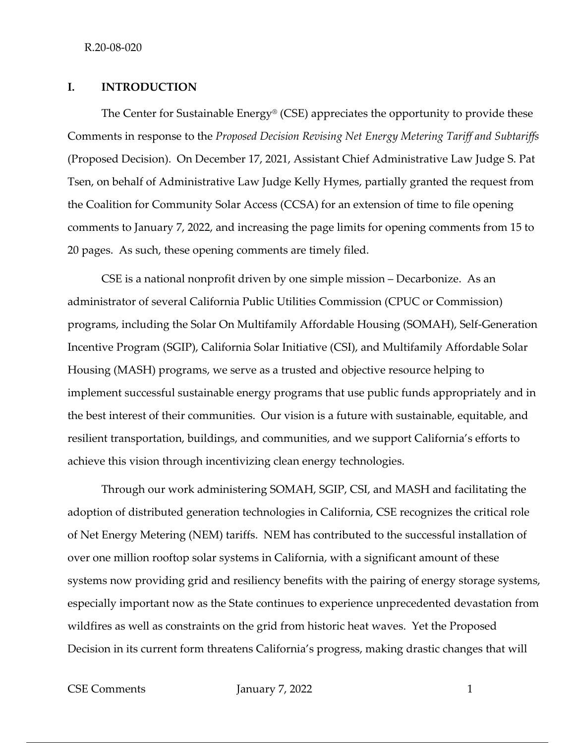## I. INTRODUCTION

The Center for Sustainable Energy® (CSE) appreciates the opportunity to provide these Comments in response to the *Proposed Decision Revising Net Energy Metering Tariff and Subtariffs* (Proposed Decision). On December 17, 2021, Assistant Chief Administrative Law Judge S. Pat Tsen, on behalf of Administrative Law Judge Kelly Hymes, partially granted the request from the Coalition for Community Solar Access (CCSA) for an extension of time to file opening comments to January 7, 2022, and increasing the page limits for opening comments from 15 to 20 pages. As such, these opening comments are timely filed.

CSE is a national nonprofit driven by one simple mission – Decarbonize. As an administrator of several California Public Utilities Commission (CPUC or Commission) programs, including the Solar On Multifamily Affordable Housing (SOMAH), Self-Generation Incentive Program (SGIP), California Solar Initiative (CSI), and Multifamily Affordable Solar Housing (MASH) programs, we serve as a trusted and objective resource helping to implement successful sustainable energy programs that use public funds appropriately and in the best interest of their communities. Our vision is a future with sustainable, equitable, and resilient transportation, buildings, and communities, and we support California's efforts to achieve this vision through incentivizing clean energy technologies.

Through our work administering SOMAH, SGIP, CSI, and MASH and facilitating the adoption of distributed generation technologies in California, CSE recognizes the critical role of Net Energy Metering (NEM) tariffs. NEM has contributed to the successful installation of over one million rooftop solar systems in California, with a significant amount of these systems now providing grid and resiliency benefits with the pairing of energy storage systems, especially important now as the State continues to experience unprecedented devastation from wildfires as well as constraints on the grid from historic heat waves. Yet the Proposed Decision in its current form threatens California's progress, making drastic changes that will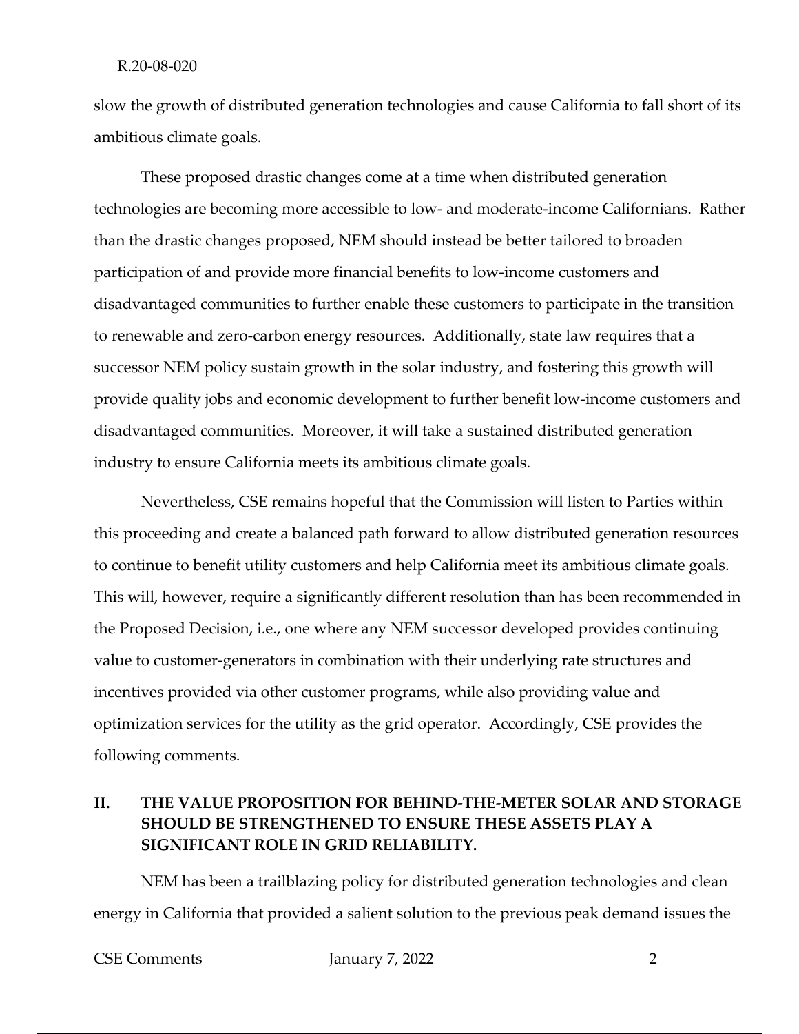slow the growth of distributed generation technologies and cause California to fall short of its ambitious climate goals.

These proposed drastic changes come at a time when distributed generation technologies are becoming more accessible to low- and moderate-income Californians. Rather than the drastic changes proposed, NEM should instead be better tailored to broaden participation of and provide more financial benefits to low-income customers and disadvantaged communities to further enable these customers to participate in the transition to renewable and zero-carbon energy resources. Additionally, state law requires that a successor NEM policy sustain growth in the solar industry, and fostering this growth will provide quality jobs and economic development to further benefit low-income customers and disadvantaged communities. Moreover, it will take a sustained distributed generation industry to ensure California meets its ambitious climate goals.

Nevertheless, CSE remains hopeful that the Commission will listen to Parties within this proceeding and create a balanced path forward to allow distributed generation resources to continue to benefit utility customers and help California meet its ambitious climate goals. This will, however, require a significantly different resolution than has been recommended in the Proposed Decision, i.e., one where any NEM successor developed provides continuing value to customer-generators in combination with their underlying rate structures and incentives provided via other customer programs, while also providing value and optimization services for the utility as the grid operator. Accordingly, CSE provides the following comments.

## II. THE VALUE PROPOSITION FOR BEHIND-THE-METER SOLAR AND STORAGE SHOULD BE STRENGTHENED TO ENSURE THESE ASSETS PLAY A SIGNIFICANT ROLE IN GRID RELIABILITY.

NEM has been a trailblazing policy for distributed generation technologies and clean energy in California that provided a salient solution to the previous peak demand issues the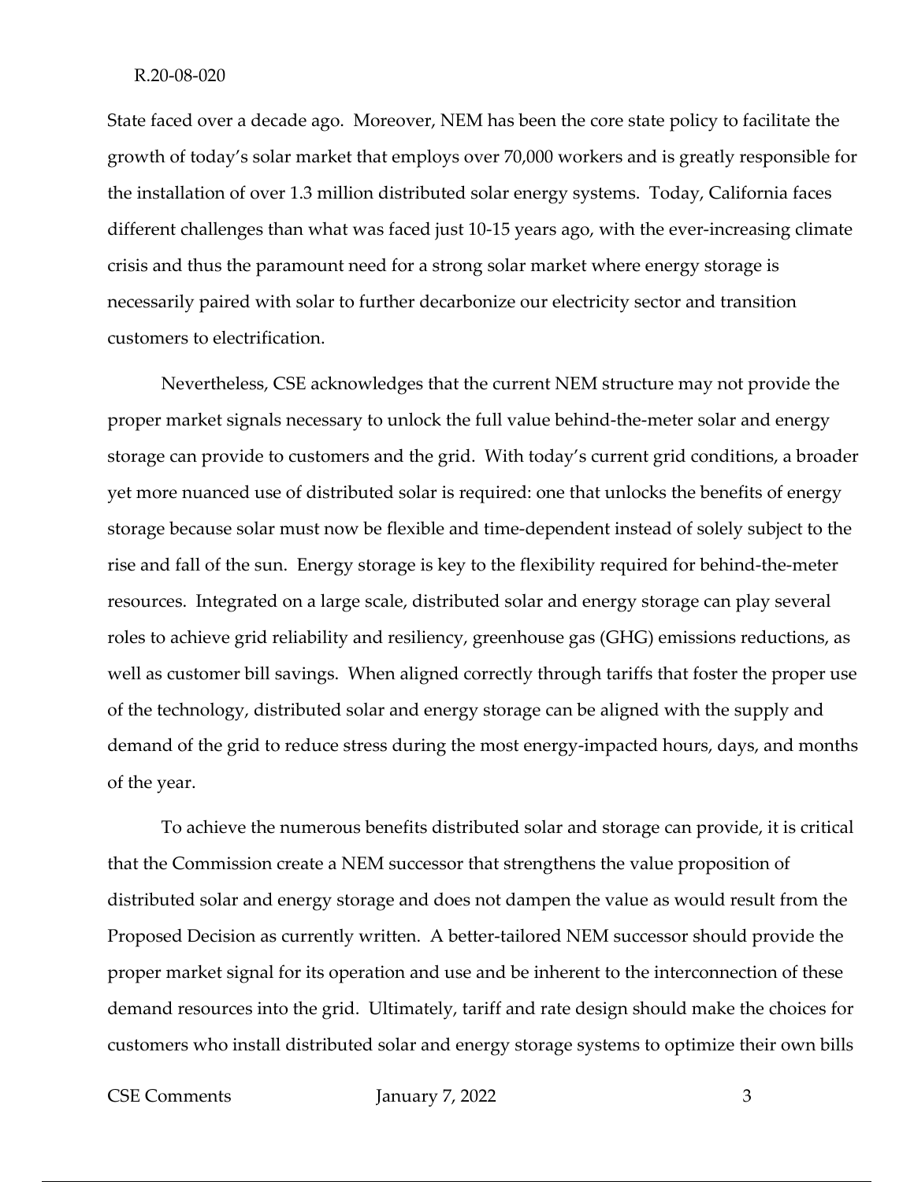State faced over a decade ago. Moreover, NEM has been the core state policy to facilitate the growth of today's solar market that employs over 70,000 workers and is greatly responsible for the installation of over 1.3 million distributed solar energy systems. Today, California faces different challenges than what was faced just 10-15 years ago, with the ever-increasing climate crisis and thus the paramount need for a strong solar market where energy storage is necessarily paired with solar to further decarbonize our electricity sector and transition customers to electrification.

Nevertheless, CSE acknowledges that the current NEM structure may not provide the proper market signals necessary to unlock the full value behind-the-meter solar and energy storage can provide to customers and the grid. With today's current grid conditions, a broader yet more nuanced use of distributed solar is required: one that unlocks the benefits of energy storage because solar must now be flexible and time-dependent instead of solely subject to the rise and fall of the sun. Energy storage is key to the flexibility required for behind-the-meter resources. Integrated on a large scale, distributed solar and energy storage can play several roles to achieve grid reliability and resiliency, greenhouse gas (GHG) emissions reductions, as well as customer bill savings. When aligned correctly through tariffs that foster the proper use of the technology, distributed solar and energy storage can be aligned with the supply and demand of the grid to reduce stress during the most energy-impacted hours, days, and months of the year.

To achieve the numerous benefits distributed solar and storage can provide, it is critical that the Commission create a NEM successor that strengthens the value proposition of distributed solar and energy storage and does not dampen the value as would result from the Proposed Decision as currently written. A better-tailored NEM successor should provide the proper market signal for its operation and use and be inherent to the interconnection of these demand resources into the grid. Ultimately, tariff and rate design should make the choices for customers who install distributed solar and energy storage systems to optimize their own bills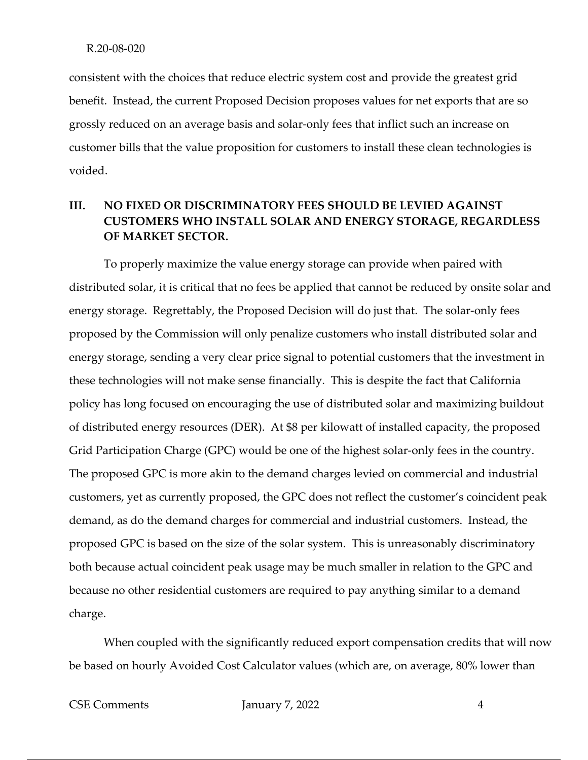consistent with the choices that reduce electric system cost and provide the greatest grid benefit. Instead, the current Proposed Decision proposes values for net exports that are so grossly reduced on an average basis and solar-only fees that inflict such an increase on customer bills that the value proposition for customers to install these clean technologies is voided.

## III. NO FIXED OR DISCRIMINATORY FEES SHOULD BE LEVIED AGAINST CUSTOMERS WHO INSTALL SOLAR AND ENERGY STORAGE, REGARDLESS OF MARKET SECTOR.

To properly maximize the value energy storage can provide when paired with distributed solar, it is critical that no fees be applied that cannot be reduced by onsite solar and energy storage. Regrettably, the Proposed Decision will do just that. The solar-only fees proposed by the Commission will only penalize customers who install distributed solar and energy storage, sending a very clear price signal to potential customers that the investment in these technologies will not make sense financially. This is despite the fact that California policy has long focused on encouraging the use of distributed solar and maximizing buildout of distributed energy resources (DER). At $8 per kilowatt of installed capacity, the proposed Grid Participation Charge (GPC) would be one of the highest solar-only fees in the country. The proposed GPC is more akin to the demand charges levied on commercial and industrial customers, yet as currently proposed, the GPC does not reflect the customer's coincident peak demand, as do the demand charges for commercial and industrial customers. Instead, the proposed GPC is based on the size of the solar system. This is unreasonably discriminatory both because actual coincident peak usage may be much smaller in relation to the GPC and because no other residential customers are required to pay anything similar to a demand charge.

When coupled with the significantly reduced export compensation credits that will now be based on hourly Avoided Cost Calculator values (which are, on average, 80% lower than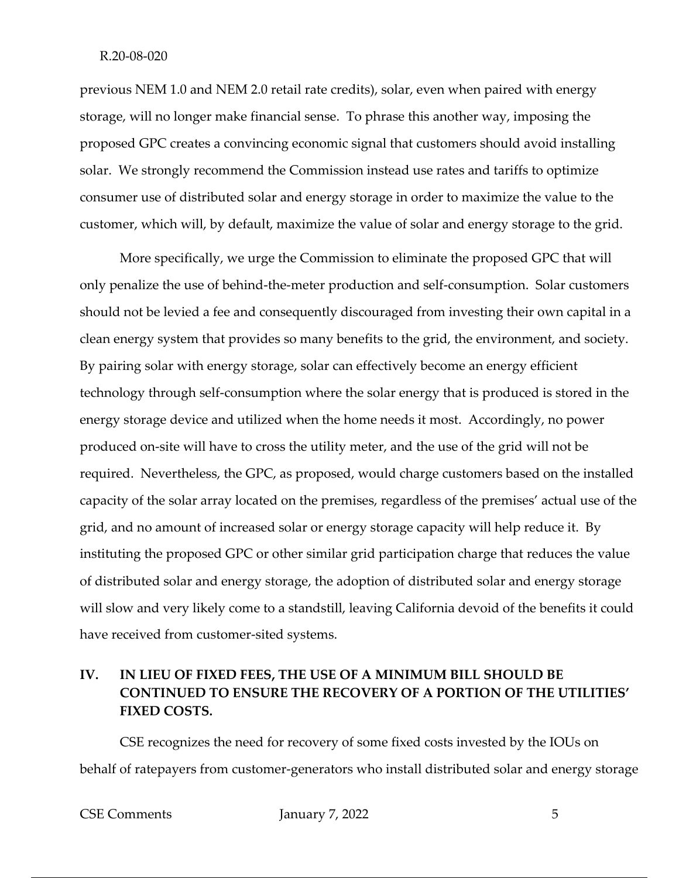previous NEM 1.0 and NEM 2.0 retail rate credits), solar, even when paired with energy storage, will no longer make financial sense. To phrase this another way, imposing the proposed GPC creates a convincing economic signal that customers should avoid installing solar. We strongly recommend the Commission instead use rates and tariffs to optimize consumer use of distributed solar and energy storage in order to maximize the value to the customer, which will, by default, maximize the value of solar and energy storage to the grid.

More specifically, we urge the Commission to eliminate the proposed GPC that will only penalize the use of behind-the-meter production and self-consumption. Solar customers should not be levied a fee and consequently discouraged from investing their own capital in a clean energy system that provides so many benefits to the grid, the environment, and society. By pairing solar with energy storage, solar can effectively become an energy efficient technology through self-consumption where the solar energy that is produced is stored in the energy storage device and utilized when the home needs it most. Accordingly, no power produced on-site will have to cross the utility meter, and the use of the grid will not be required. Nevertheless, the GPC, as proposed, would charge customers based on the installed capacity of the solar array located on the premises, regardless of the premises' actual use of the grid, and no amount of increased solar or energy storage capacity will help reduce it. By instituting the proposed GPC or other similar grid participation charge that reduces the value of distributed solar and energy storage, the adoption of distributed solar and energy storage will slow and very likely come to a standstill, leaving California devoid of the benefits it could have received from customer-sited systems.

## IV. IN LIEU OF FIXED FEES, THE USE OF A MINIMUM BILL SHOULD BE CONTINUED TO ENSURE THE RECOVERY OF A PORTION OF THE UTILITIES' FIXED COSTS.

CSE recognizes the need for recovery of some fixed costs invested by the IOUs on behalf of ratepayers from customer-generators who install distributed solar and energy storage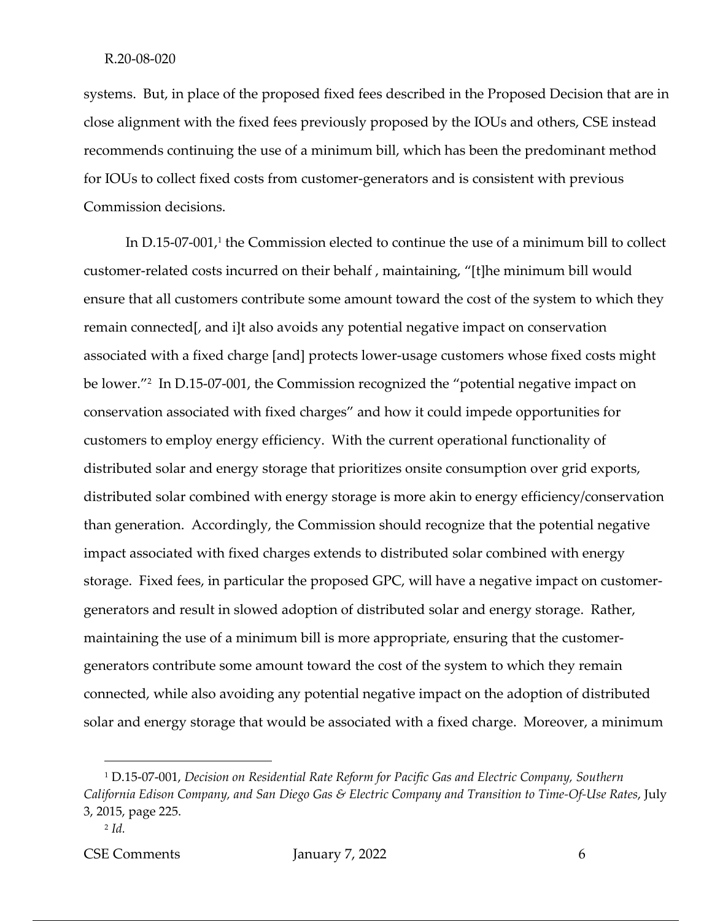systems. But, in place of the proposed fixed fees described in the Proposed Decision that are in close alignment with the fixed fees previously proposed by the IOUs and others, CSE instead recommends continuing the use of a minimum bill, which has been the predominant method for IOUs to collect fixed costs from customer-generators and is consistent with previous Commission decisions.

In D.15-07-001,[1] the Commission elected to continue the use of a minimum bill to collect customer-related costs incurred on their behalf , maintaining, "[t]he minimum bill would ensure that all customers contribute some amount toward the cost of the system to which they remain connected[, and i]t also avoids any potential negative impact on conservation associated with a fixed charge [and] protects lower-usage customers whose fixed costs might be lower."[2] In D.15-07-001, the Commission recognized the "potential negative impact on conservation associated with fixed charges" and how it could impede opportunities for customers to employ energy efficiency. With the current operational functionality of distributed solar and energy storage that prioritizes onsite consumption over grid exports, distributed solar combined with energy storage is more akin to energy efficiency/conservation than generation. Accordingly, the Commission should recognize that the potential negative impact associated with fixed charges extends to distributed solar combined with energy storage. Fixed fees, in particular the proposed GPC, will have a negative impact on customer-generators and result in slowed adoption of distributed solar and energy storage. Rather, maintaining the use of a minimum bill is more appropriate, ensuring that the customer-generators contribute some amount toward the cost of the system to which they remain connected, while also avoiding any potential negative impact on the adoption of distributed solar and energy storage that would be associated with a fixed charge. Moreover, a minimum

---

[1] D.15-07-001, *Decision on Residential Rate Reform for Pacific Gas and Electric Company, Southern California Edison Company, and San Diego Gas & Electric Company and Transition to Time-Of-Use Rates*, July 3, 2015, page 225.

[2] *Id.*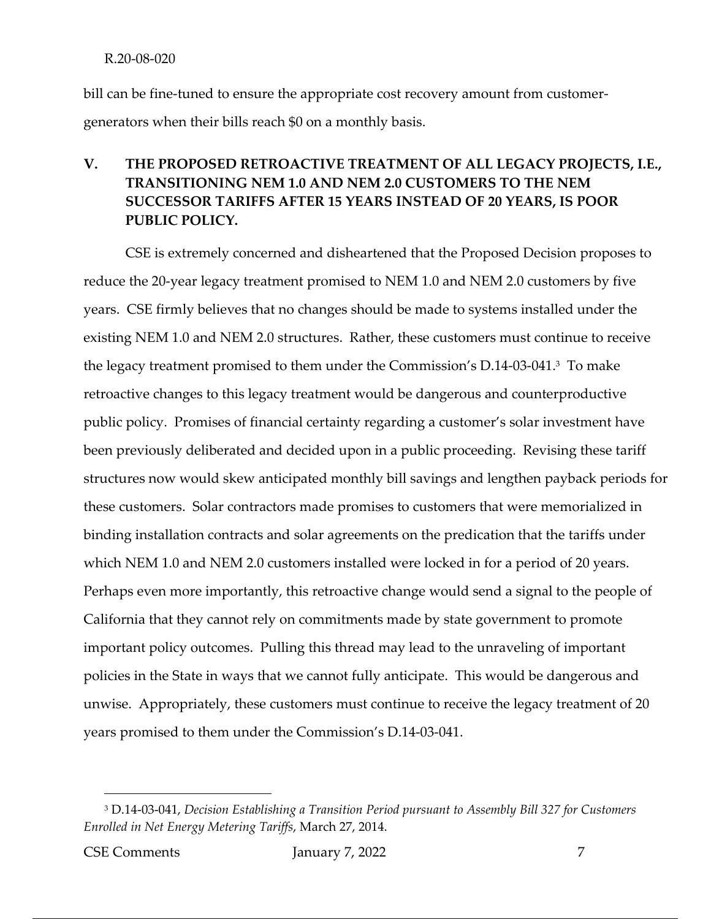bill can be fine-tuned to ensure the appropriate cost recovery amount from customer-generators when their bills reach $0 on a monthly basis.

## V. THE PROPOSED RETROACTIVE TREATMENT OF ALL LEGACY PROJECTS, I.E., TRANSITIONING NEM 1.0 AND NEM 2.0 CUSTOMERS TO THE NEM SUCCESSOR TARIFFS AFTER 15 YEARS INSTEAD OF 20 YEARS, IS POOR PUBLIC POLICY.

CSE is extremely concerned and disheartened that the Proposed Decision proposes to reduce the 20-year legacy treatment promised to NEM 1.0 and NEM 2.0 customers by five years. CSE firmly believes that no changes should be made to systems installed under the existing NEM 1.0 and NEM 2.0 structures. Rather, these customers must continue to receive the legacy treatment promised to them under the Commission's D.14-03-041.[3] To make retroactive changes to this legacy treatment would be dangerous and counterproductive public policy. Promises of financial certainty regarding a customer's solar investment have been previously deliberated and decided upon in a public proceeding. Revising these tariff structures now would skew anticipated monthly bill savings and lengthen payback periods for these customers. Solar contractors made promises to customers that were memorialized in binding installation contracts and solar agreements on the predication that the tariffs under which NEM 1.0 and NEM 2.0 customers installed were locked in for a period of 20 years. Perhaps even more importantly, this retroactive change would send a signal to the people of California that they cannot rely on commitments made by state government to promote important policy outcomes. Pulling this thread may lead to the unraveling of important policies in the State in ways that we cannot fully anticipate. This would be dangerous and unwise. Appropriately, these customers must continue to receive the legacy treatment of 20 years promised to them under the Commission's D.14-03-041.

---

[3] D.14-03-041, *Decision Establishing a Transition Period pursuant to Assembly Bill 327 for Customers Enrolled in Net Energy Metering Tariffs*, March 27, 2014.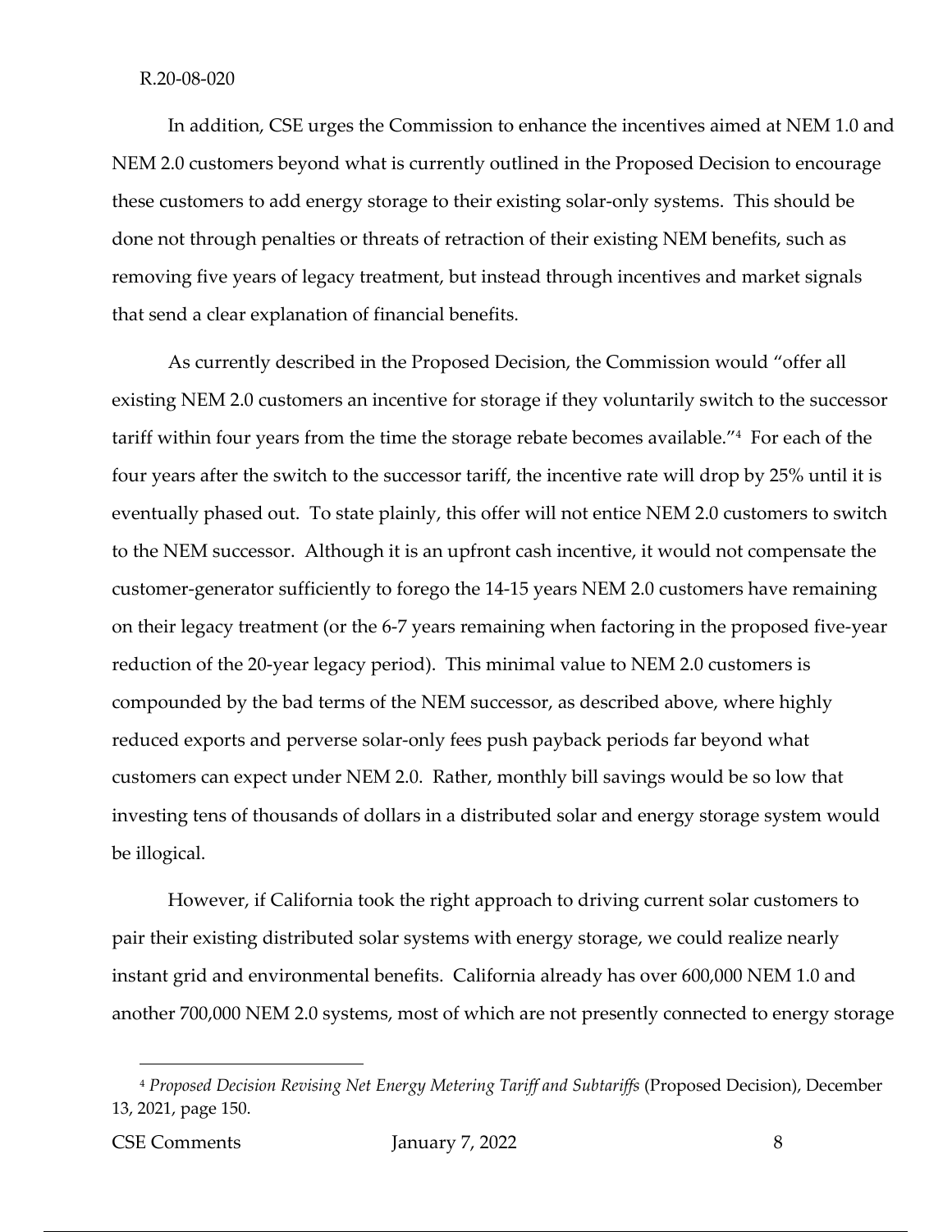In addition, CSE urges the Commission to enhance the incentives aimed at NEM 1.0 and NEM 2.0 customers beyond what is currently outlined in the Proposed Decision to encourage these customers to add energy storage to their existing solar-only systems. This should be done not through penalties or threats of retraction of their existing NEM benefits, such as removing five years of legacy treatment, but instead through incentives and market signals that send a clear explanation of financial benefits.

As currently described in the Proposed Decision, the Commission would "offer all existing NEM 2.0 customers an incentive for storage if they voluntarily switch to the successor tariff within four years from the time the storage rebate becomes available."[4] For each of the four years after the switch to the successor tariff, the incentive rate will drop by 25% until it is eventually phased out. To state plainly, this offer will not entice NEM 2.0 customers to switch to the NEM successor. Although it is an upfront cash incentive, it would not compensate the customer-generator sufficiently to forego the 14-15 years NEM 2.0 customers have remaining on their legacy treatment (or the 6-7 years remaining when factoring in the proposed five-year reduction of the 20-year legacy period). This minimal value to NEM 2.0 customers is compounded by the bad terms of the NEM successor, as described above, where highly reduced exports and perverse solar-only fees push payback periods far beyond what customers can expect under NEM 2.0. Rather, monthly bill savings would be so low that investing tens of thousands of dollars in a distributed solar and energy storage system would be illogical.

However, if California took the right approach to driving current solar customers to pair their existing distributed solar systems with energy storage, we could realize nearly instant grid and environmental benefits. California already has over 600,000 NEM 1.0 and another 700,000 NEM 2.0 systems, most of which are not presently connected to energy storage

[4] *Proposed Decision Revising Net Energy Metering Tariff and Subtariffs* (Proposed Decision), December 13, 2021, page 150.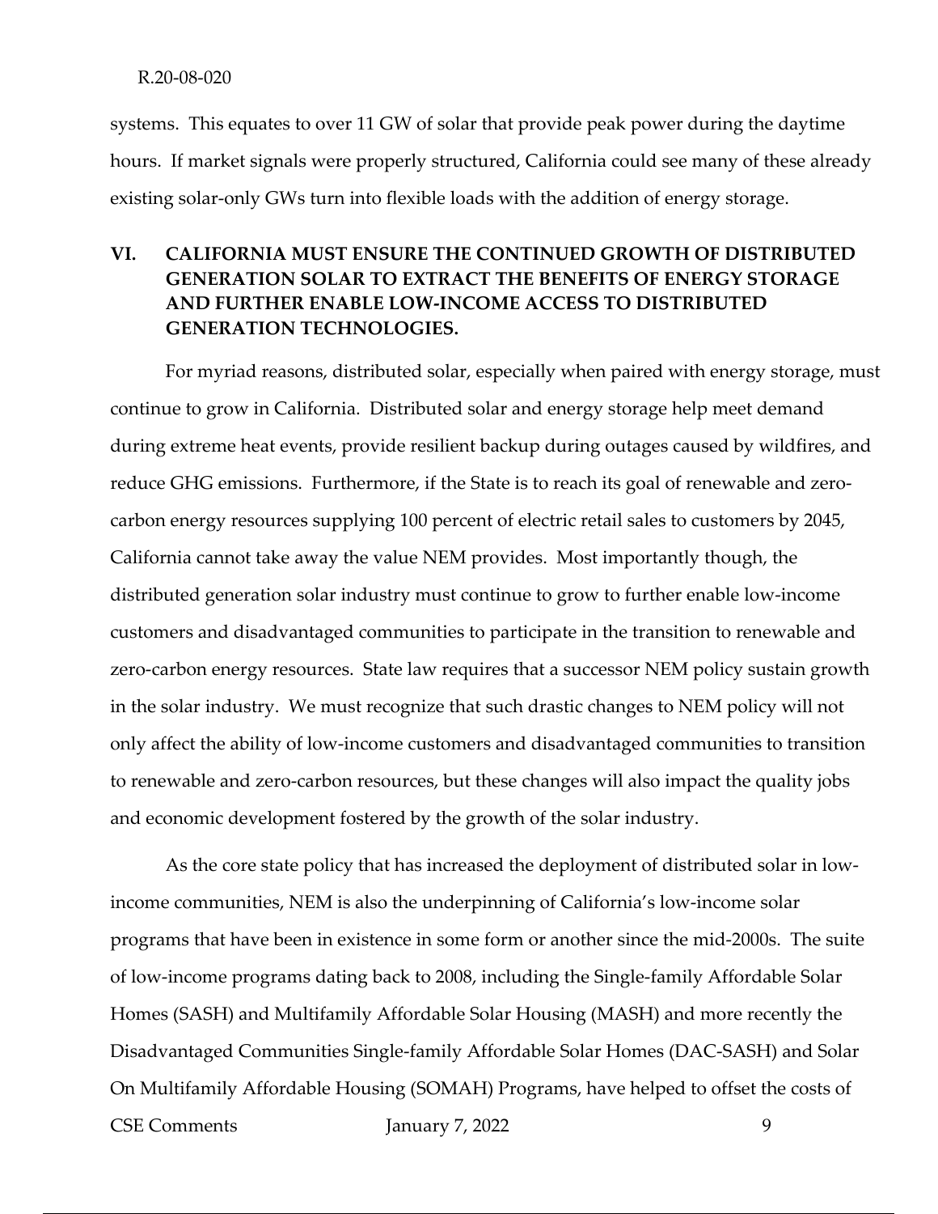systems. This equates to over 11 GW of solar that provide peak power during the daytime hours. If market signals were properly structured, California could see many of these already existing solar-only GWs turn into flexible loads with the addition of energy storage.

## VI. CALIFORNIA MUST ENSURE THE CONTINUED GROWTH OF DISTRIBUTED GENERATION SOLAR TO EXTRACT THE BENEFITS OF ENERGY STORAGE AND FURTHER ENABLE LOW-INCOME ACCESS TO DISTRIBUTED GENERATION TECHNOLOGIES.

For myriad reasons, distributed solar, especially when paired with energy storage, must continue to grow in California. Distributed solar and energy storage help meet demand during extreme heat events, provide resilient backup during outages caused by wildfires, and reduce GHG emissions. Furthermore, if the State is to reach its goal of renewable and zero-carbon energy resources supplying 100 percent of electric retail sales to customers by 2045, California cannot take away the value NEM provides. Most importantly though, the distributed generation solar industry must continue to grow to further enable low-income customers and disadvantaged communities to participate in the transition to renewable and zero-carbon energy resources. State law requires that a successor NEM policy sustain growth in the solar industry. We must recognize that such drastic changes to NEM policy will not only affect the ability of low-income customers and disadvantaged communities to transition to renewable and zero-carbon resources, but these changes will also impact the quality jobs and economic development fostered by the growth of the solar industry.

As the core state policy that has increased the deployment of distributed solar in low-income communities, NEM is also the underpinning of California's low-income solar programs that have been in existence in some form or another since the mid-2000s. The suite of low-income programs dating back to 2008, including the Single-family Affordable Solar Homes (SASH) and Multifamily Affordable Solar Housing (MASH) and more recently the Disadvantaged Communities Single-family Affordable Solar Homes (DAC-SASH) and Solar On Multifamily Affordable Housing (SOMAH) Programs, have helped to offset the costs of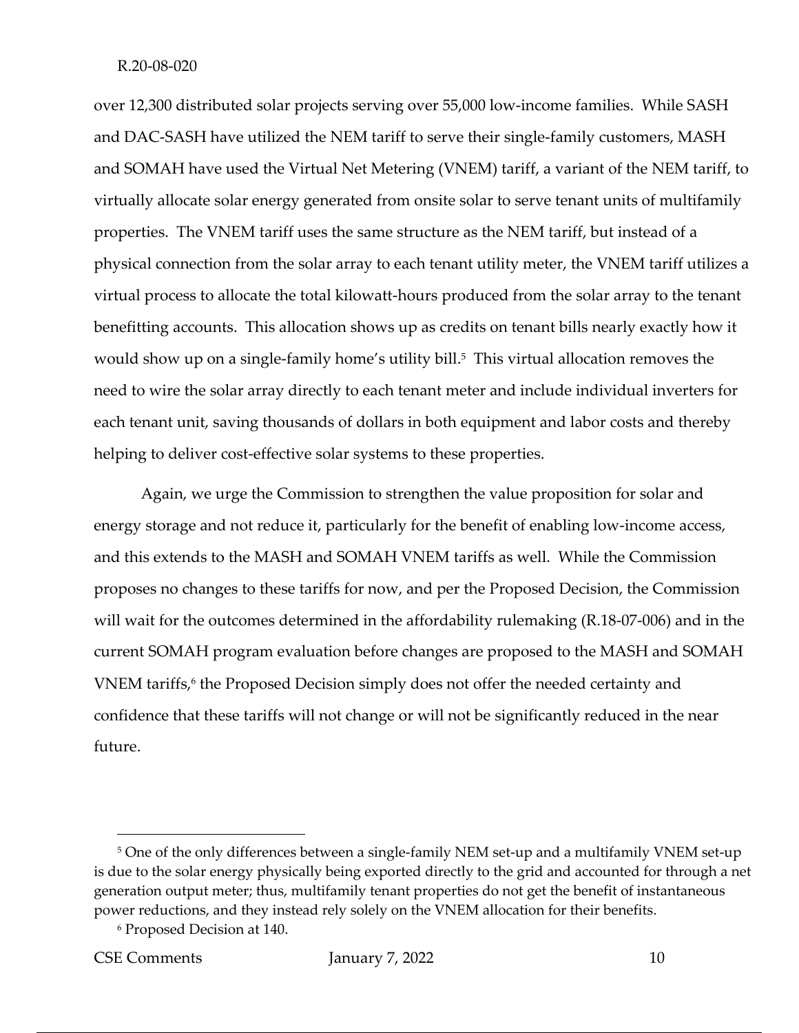over 12,300 distributed solar projects serving over 55,000 low-income families. While SASH and DAC-SASH have utilized the NEM tariff to serve their single-family customers, MASH and SOMAH have used the Virtual Net Metering (VNEM) tariff, a variant of the NEM tariff, to virtually allocate solar energy generated from onsite solar to serve tenant units of multifamily properties. The VNEM tariff uses the same structure as the NEM tariff, but instead of a physical connection from the solar array to each tenant utility meter, the VNEM tariff utilizes a virtual process to allocate the total kilowatt-hours produced from the solar array to the tenant benefitting accounts. This allocation shows up as credits on tenant bills nearly exactly how it would show up on a single-family home's utility bill.[5] This virtual allocation removes the need to wire the solar array directly to each tenant meter and include individual inverters for each tenant unit, saving thousands of dollars in both equipment and labor costs and thereby helping to deliver cost-effective solar systems to these properties.

Again, we urge the Commission to strengthen the value proposition for solar and energy storage and not reduce it, particularly for the benefit of enabling low-income access, and this extends to the MASH and SOMAH VNEM tariffs as well. While the Commission proposes no changes to these tariffs for now, and per the Proposed Decision, the Commission will wait for the outcomes determined in the affordability rulemaking (R.18-07-006) and in the current SOMAH program evaluation before changes are proposed to the MASH and SOMAH VNEM tariffs,[6] the Proposed Decision simply does not offer the needed certainty and confidence that these tariffs will not change or will not be significantly reduced in the near future.

---

[5] One of the only differences between a single-family NEM set-up and a multifamily VNEM set-up is due to the solar energy physically being exported directly to the grid and accounted for through a net generation output meter; thus, multifamily tenant properties do not get the benefit of instantaneous power reductions, and they instead rely solely on the VNEM allocation for their benefits.

[6] Proposed Decision at 140.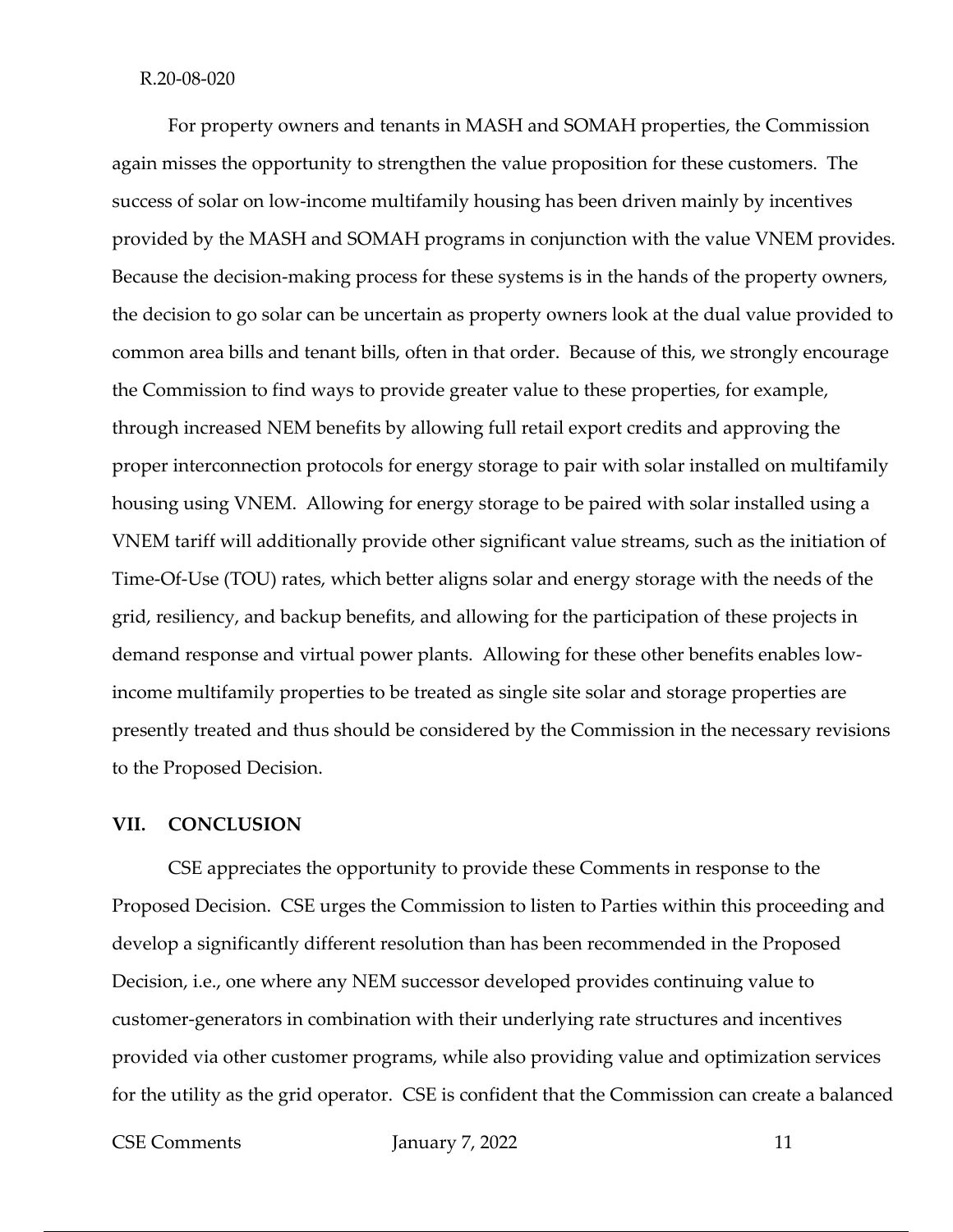For property owners and tenants in MASH and SOMAH properties, the Commission again misses the opportunity to strengthen the value proposition for these customers. The success of solar on low-income multifamily housing has been driven mainly by incentives provided by the MASH and SOMAH programs in conjunction with the value VNEM provides. Because the decision-making process for these systems is in the hands of the property owners, the decision to go solar can be uncertain as property owners look at the dual value provided to common area bills and tenant bills, often in that order. Because of this, we strongly encourage the Commission to find ways to provide greater value to these properties, for example, through increased NEM benefits by allowing full retail export credits and approving the proper interconnection protocols for energy storage to pair with solar installed on multifamily housing using VNEM. Allowing for energy storage to be paired with solar installed using a VNEM tariff will additionally provide other significant value streams, such as the initiation of Time-Of-Use (TOU) rates, which better aligns solar and energy storage with the needs of the grid, resiliency, and backup benefits, and allowing for the participation of these projects in demand response and virtual power plants. Allowing for these other benefits enables low-income multifamily properties to be treated as single site solar and storage properties are presently treated and thus should be considered by the Commission in the necessary revisions to the Proposed Decision.

## VII. CONCLUSION

CSE appreciates the opportunity to provide these Comments in response to the Proposed Decision. CSE urges the Commission to listen to Parties within this proceeding and develop a significantly different resolution than has been recommended in the Proposed Decision, i.e., one where any NEM successor developed provides continuing value to customer-generators in combination with their underlying rate structures and incentives provided via other customer programs, while also providing value and optimization services for the utility as the grid operator. CSE is confident that the Commission can create a balanced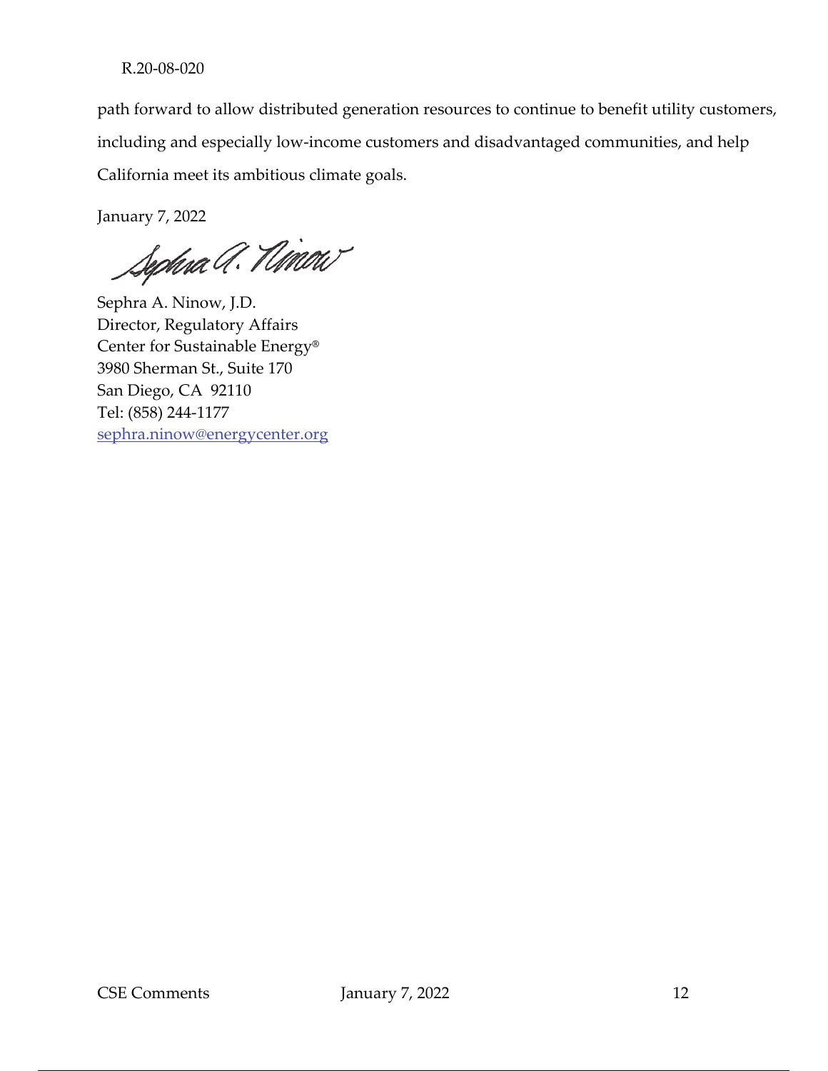path forward to allow distributed generation resources to continue to benefit utility customers, including and especially low-income customers and disadvantaged communities, and help California meet its ambitious climate goals.

January 7, 2022

Sephra A. Ninow, J.D.
Director, Regulatory Affairs
Center for Sustainable Energy®
3980 Sherman St., Suite 170
San Diego, CA 92110
Tel: (858) 244-1177
sephra.ninow@energycenter.org